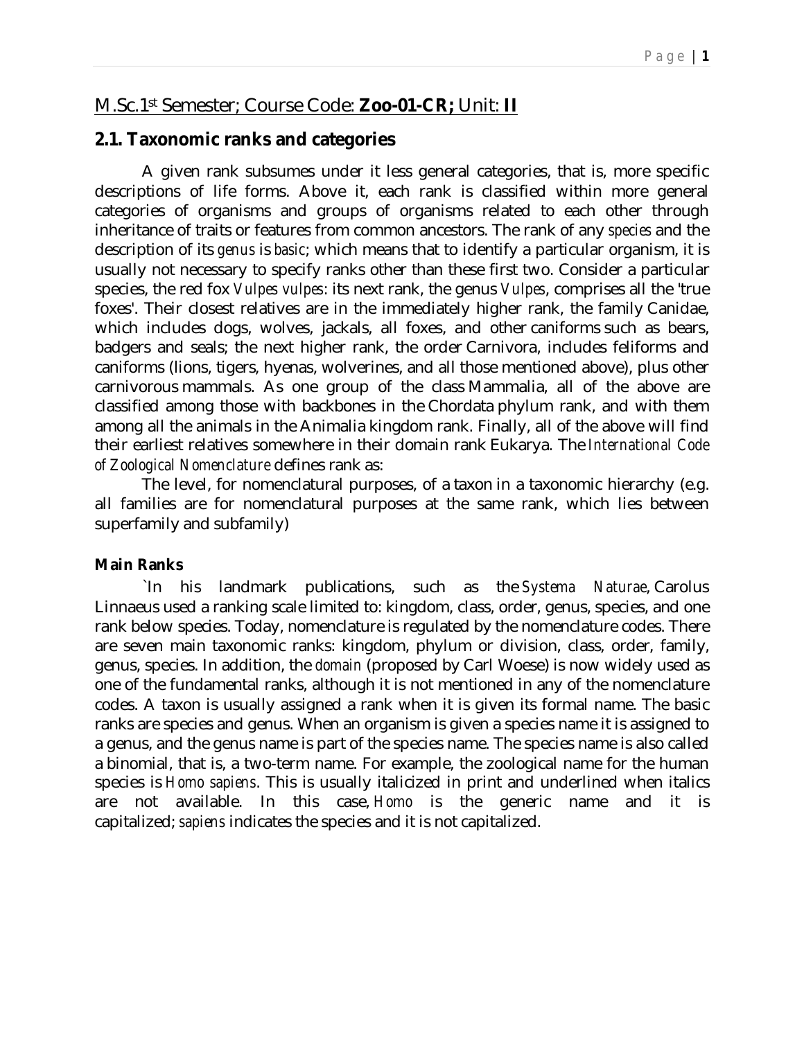M.Sc.1st Semester; Course Code: **Zoo-01-CR;** Unit: **II**

## 2.1. Taxonomic ranks and categories

A given rank subsumes under it less general categories, that is, more specific descriptions of life forms. Above it, each rank is classified within more general categories of organisms and groups of organisms related to each other through inheritance of traits or features from common ancestors. The rank of any *species* and the description of its *genus* is *basic*; which means that to identify a particular organism, it is usually not necessary to specify ranks other than these first two. Consider a particular species, the red fox *Vulpes vulpes*: its next rank, the genus *Vulpes*, comprises all the 'true foxes'. Their closest relatives are in the immediately higher rank, the family Canidae, which includes dogs, wolves, jackals, all foxes, and other caniforms such as bears, badgers and seals; the next higher rank, the order Carnivora, includes feliforms and caniforms (lions, tigers, hyenas, wolverines, and all those mentioned above), plus other carnivorous mammals. As one group of the class Mammalia, all of the above are classified among those with backbones in the Chordata phylum rank, and with them among all the animals in the Animalia kingdom rank. Finally, all of the above will find their earliest relatives somewhere in their domain rank Eukarya. The *International Code of Zoological Nomenclature* defines rank as:

The level, for nomenclatural purposes, of a taxon in a taxonomic hierarchy (e.g. all families are for nomenclatural purposes at the same rank, which lies between superfamily and subfamily)

**Main Ranks**

`In his landmark publications, such as the *Systema Naturae*, Carolus Linnaeus used a ranking scale limited to: kingdom, class, order, genus, species, and one rank below species. Today, nomenclature is regulated by the nomenclature codes. There are seven main taxonomic ranks: kingdom, phylum or division, class, order, family, genus, species. In addition, the *domain* (proposed by Carl Woese) is now widely used as one of the fundamental ranks, although it is not mentioned in any of the nomenclature codes. A taxon is usually assigned a rank when it is given its formal name. The basic ranks are species and genus. When an organism is given a species name it is assigned to a genus, and the genus name is part of the species name. The species name is also called a binomial, that is, a two-term name. For example, the zoological name for the human species is *Homo sapiens*. This is usually italicized in print and underlined when italics are not available. In this case, *Homo* is the generic name and it is capitalized; *sapiens* indicates the species and it is not capitalized.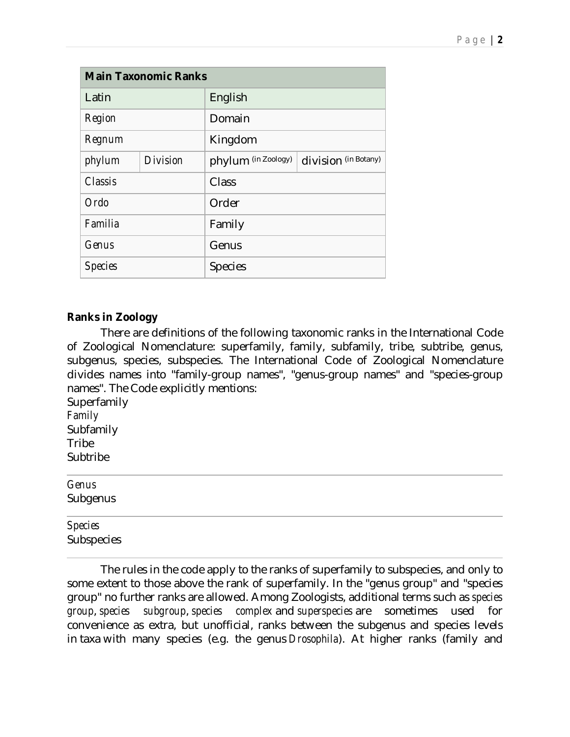| Main Taxonomic Ranks | | | |
|---|---|---|---|
| Latin | | English | |
| *Region* | | Domain | |
| *Regnum* | | Kingdom | |
| *phylum* | *Division* | phylum (in Zoology) | division (in Botany) |
| *Classis* | | Class | |
| *Ordo* | | Order | |
| *Familia* | | Family | |
| *Genus* | | Genus | |
| *Species* | | Species | |

**Ranks in Zoology**

There are definitions of the following taxonomic ranks in the International Code of Zoological Nomenclature: superfamily, family, subfamily, tribe, subtribe, genus, subgenus, species, subspecies. The International Code of Zoological Nomenclature divides names into "family-group names", "genus-group names" and "species-group names". The Code explicitly mentions:

Superfamily
*Family*
Subfamily
Tribe
Subtribe

---

*Genus*
Subgenus

---

*Species*
Subspecies

---

The rules in the code apply to the ranks of superfamily to subspecies, and only to some extent to those above the rank of superfamily. In the "genus group" and "species group" no further ranks are allowed. Among Zoologists, additional terms such as *species group*, *species subgroup*, *species complex* and *superspecies* are sometimes used for convenience as extra, but unofficial, ranks between the subgenus and species levels in taxa with many species (e.g. the genus *Drosophila*). At higher ranks (family and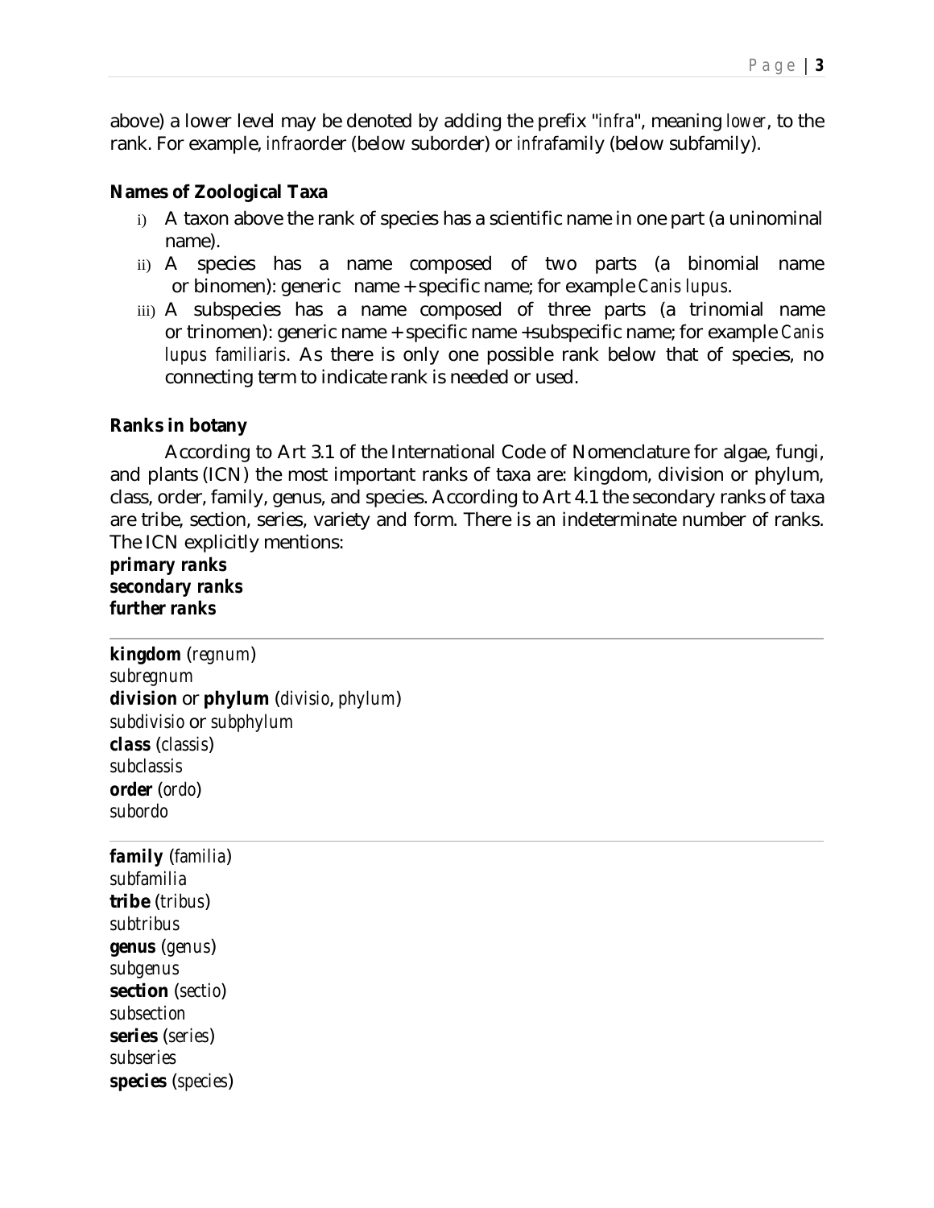above) a lower level may be denoted by adding the prefix "*infra*", meaning *lower*, to the rank. For example, *infra*order (below suborder) or *infra*family (below subfamily).

**Names of Zoological Taxa**

i) A taxon above the rank of species has a scientific name in one part (a uninominal name).
ii) A species has a name composed of two parts (a binomial name or binomen): generic name + specific name; for example *Canis lupus*.
iii) A subspecies has a name composed of three parts (a trinomial name or trinomen): generic name + specific name +subspecific name; for example *Canis lupus familiaris*. As there is only one possible rank below that of species, no connecting term to indicate rank is needed or used.

**Ranks in botany**

According to Art 3.1 of the International Code of Nomenclature for algae, fungi, and plants (ICN) the most important ranks of taxa are: kingdom, division or phylum, class, order, family, genus, and species. According to Art 4.1 the secondary ranks of taxa are tribe, section, series, variety and form. There is an indeterminate number of ranks. The ICN explicitly mentions:

***primary ranks***
***secondary ranks***
***further ranks***

---

**kingdom** (*regnum*)
*subregnum*
**division** or **phylum** (*divisio*, *phylum*)
*subdivisio* or *subphylum*
***class*** (*classis*)
*subclassis*
**order** (*ordo*)
*subordo*

---

***family*** (*familia*)
*subfamilia*
**tribe** (*tribus*)
*subtribus*
**genus** (*genus*)
*subgenus*
**section** (*sectio*)
*subsection*
**series** (*series*)
*subseries*
**species** (*species*)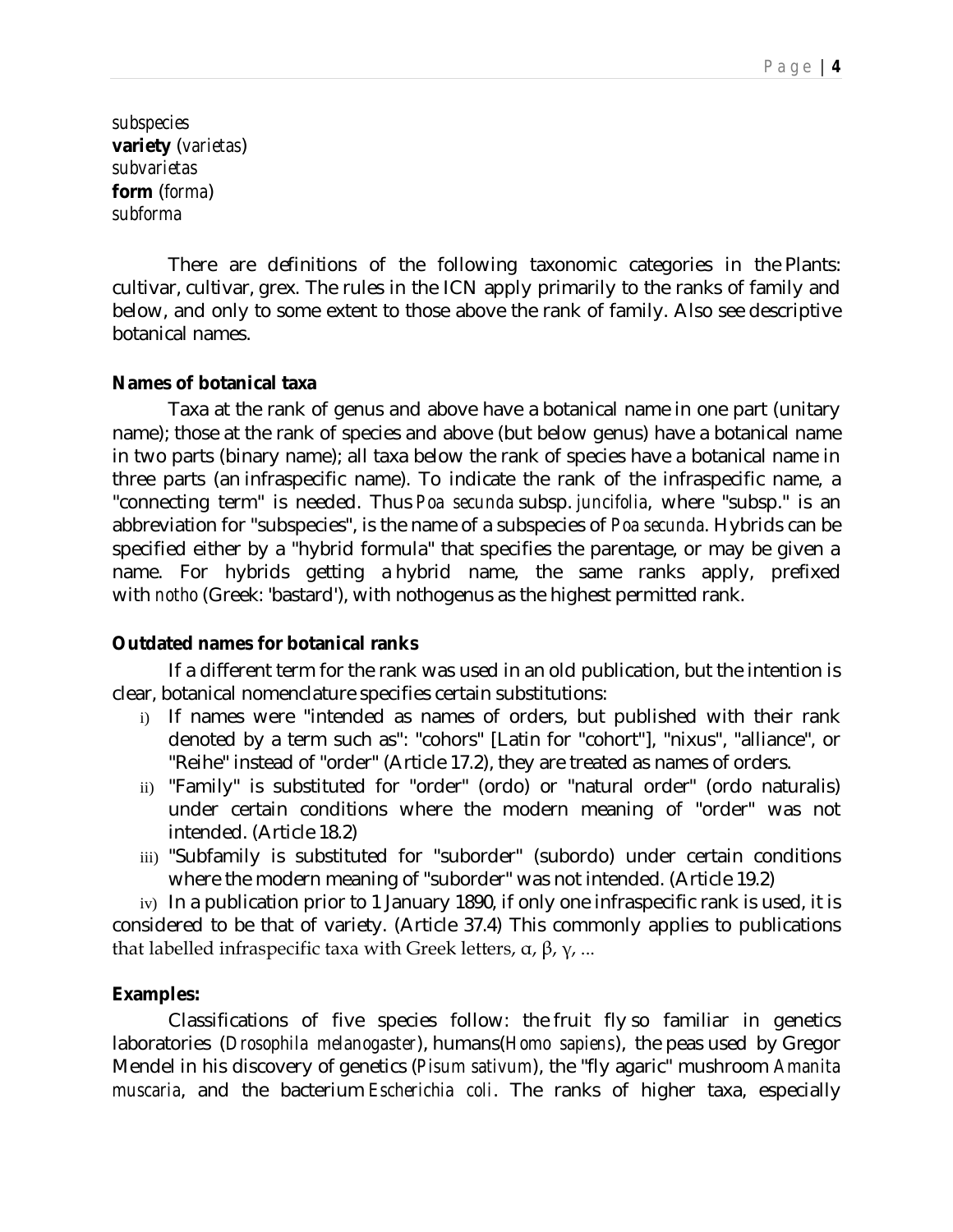*subspecies*
**variety** (*varietas*)
*subvarietas*
**form** (*forma*)
*subforma*

There are definitions of the following taxonomic categories in the Plants: cultivar, cultivar, grex. The rules in the ICN apply primarily to the ranks of family and below, and only to some extent to those above the rank of family. Also see descriptive botanical names.

**Names of botanical taxa**

Taxa at the rank of genus and above have a botanical name in one part (unitary name); those at the rank of species and above (but below genus) have a botanical name in two parts (binary name); all taxa below the rank of species have a botanical name in three parts (an infraspecific name). To indicate the rank of the infraspecific name, a "connecting term" is needed. Thus *Poa secunda* subsp. *juncifolia*, where "subsp." is an abbreviation for "subspecies", is the name of a subspecies of *Poa secunda*. Hybrids can be specified either by a "hybrid formula" that specifies the parentage, or may be given a name. For hybrids getting a hybrid name, the same ranks apply, prefixed with *notho* (Greek: 'bastard'), with nothogenus as the highest permitted rank.

**Outdated names for botanical ranks**

If a different term for the rank was used in an old publication, but the intention is clear, botanical nomenclature specifies certain substitutions:

i) If names were "intended as names of orders, but published with their rank denoted by a term such as": "cohors" [Latin for "cohort"], "nixus", "alliance", or "Reihe" instead of "order" (Article 17.2), they are treated as names of orders.
ii) "Family" is substituted for "order" (ordo) or "natural order" (ordo naturalis) under certain conditions where the modern meaning of "order" was not intended. (Article 18.2)
iii) "Subfamily is substituted for "suborder" (subordo) under certain conditions where the modern meaning of "suborder" was not intended. (Article 19.2)
iv) In a publication prior to 1 January 1890, if only one infraspecific rank is used, it is considered to be that of variety. (Article 37.4) This commonly applies to publications that labelled infraspecific taxa with Greek letters, α, β, γ, ...

**Examples:**

Classifications of five species follow: the fruit fly so familiar in genetics laboratories (*Drosophila melanogaster*), humans(*Homo sapiens*), the peas used by Gregor Mendel in his discovery of genetics (*Pisum sativum*), the "fly agaric" mushroom *Amanita muscaria*, and the bacterium *Escherichia coli*. The ranks of higher taxa, especially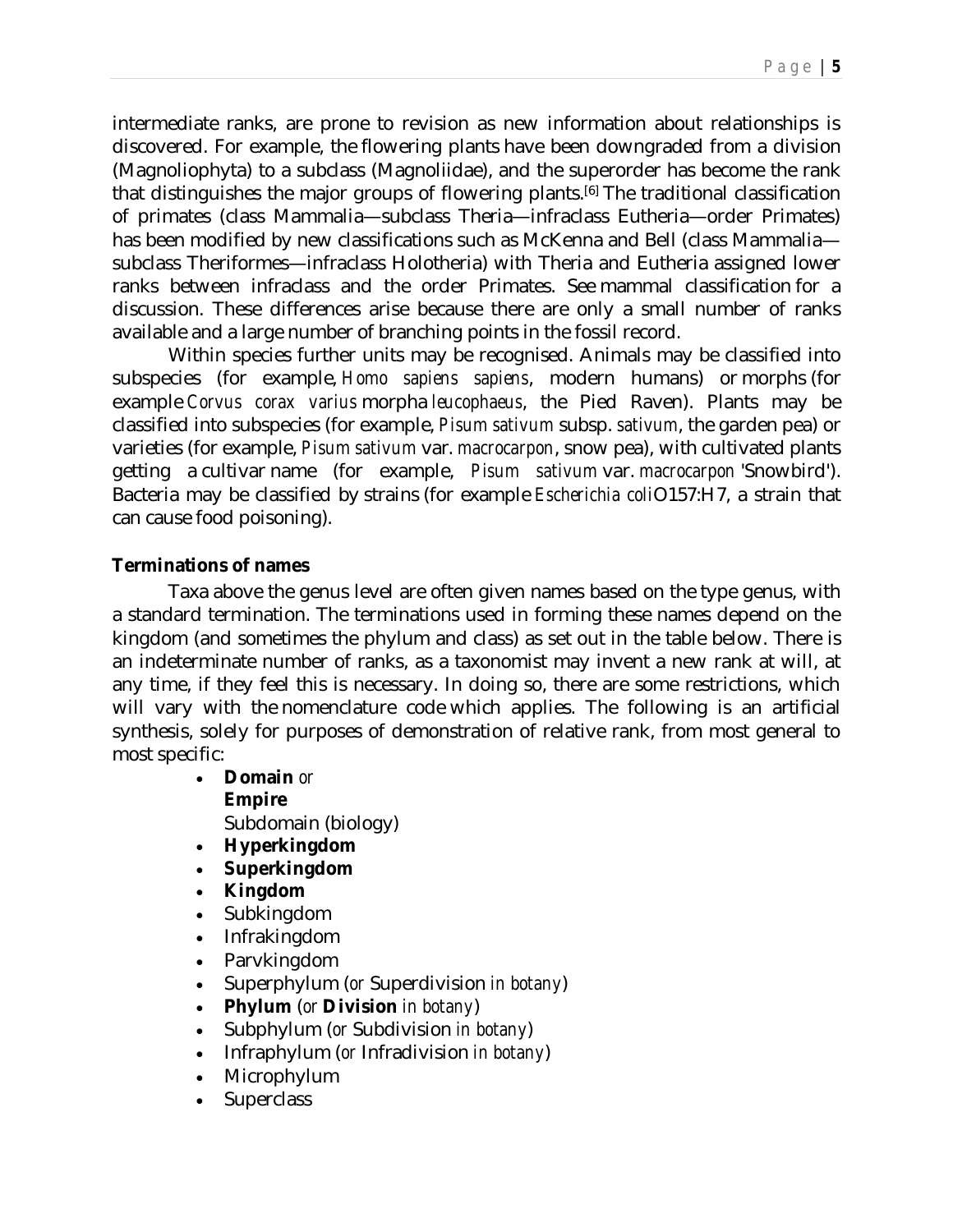intermediate ranks, are prone to revision as new information about relationships is discovered. For example, the flowering plants have been downgraded from a division (Magnoliophyta) to a subclass (Magnoliidae), and the superorder has become the rank that distinguishes the major groups of flowering plants.[6] The traditional classification of primates (class Mammalia—subclass Theria—infraclass Eutheria—order Primates) has been modified by new classifications such as McKenna and Bell (class Mammalia—subclass Theriformes—infraclass Holotheria) with Theria and Eutheria assigned lower ranks between infraclass and the order Primates. See mammal classification for a discussion. These differences arise because there are only a small number of ranks available and a large number of branching points in the fossil record.

Within species further units may be recognised. Animals may be classified into subspecies (for example, *Homo sapiens sapiens*, modern humans) or morphs (for example *Corvus corax varius* morpha *leucophaeus*, the Pied Raven). Plants may be classified into subspecies (for example, *Pisum sativum* subsp. *sativum*, the garden pea) or varieties (for example, *Pisum sativum* var. *macrocarpon*, snow pea), with cultivated plants getting a cultivar name (for example, *Pisum sativum* var. *macrocarpon* 'Snowbird'). Bacteria may be classified by strains (for example *Escherichia coli* O157:H7, a strain that can cause food poisoning).

**Terminations of names**

Taxa above the genus level are often given names based on the type genus, with a standard termination. The terminations used in forming these names depend on the kingdom (and sometimes the phylum and class) as set out in the table below. There is an indeterminate number of ranks, as a taxonomist may invent a new rank at will, at any time, if they feel this is necessary. In doing so, there are some restrictions, which will vary with the nomenclature code which applies. The following is an artificial synthesis, solely for purposes of demonstration of relative rank, from most general to most specific:

- **Domain** *or* **Empire**
  Subdomain (biology)
- **Hyperkingdom**
- **Superkingdom**
- **Kingdom**
- Subkingdom
- Infrakingdom
- Parvkingdom
- Superphylum (*or* Superdivision *in botany*)
- **Phylum** (*or* **Division** *in botany*)
- Subphylum (*or* Subdivision *in botany*)
- Infraphylum (*or* Infradivision *in botany*)
- Microphylum
- Superclass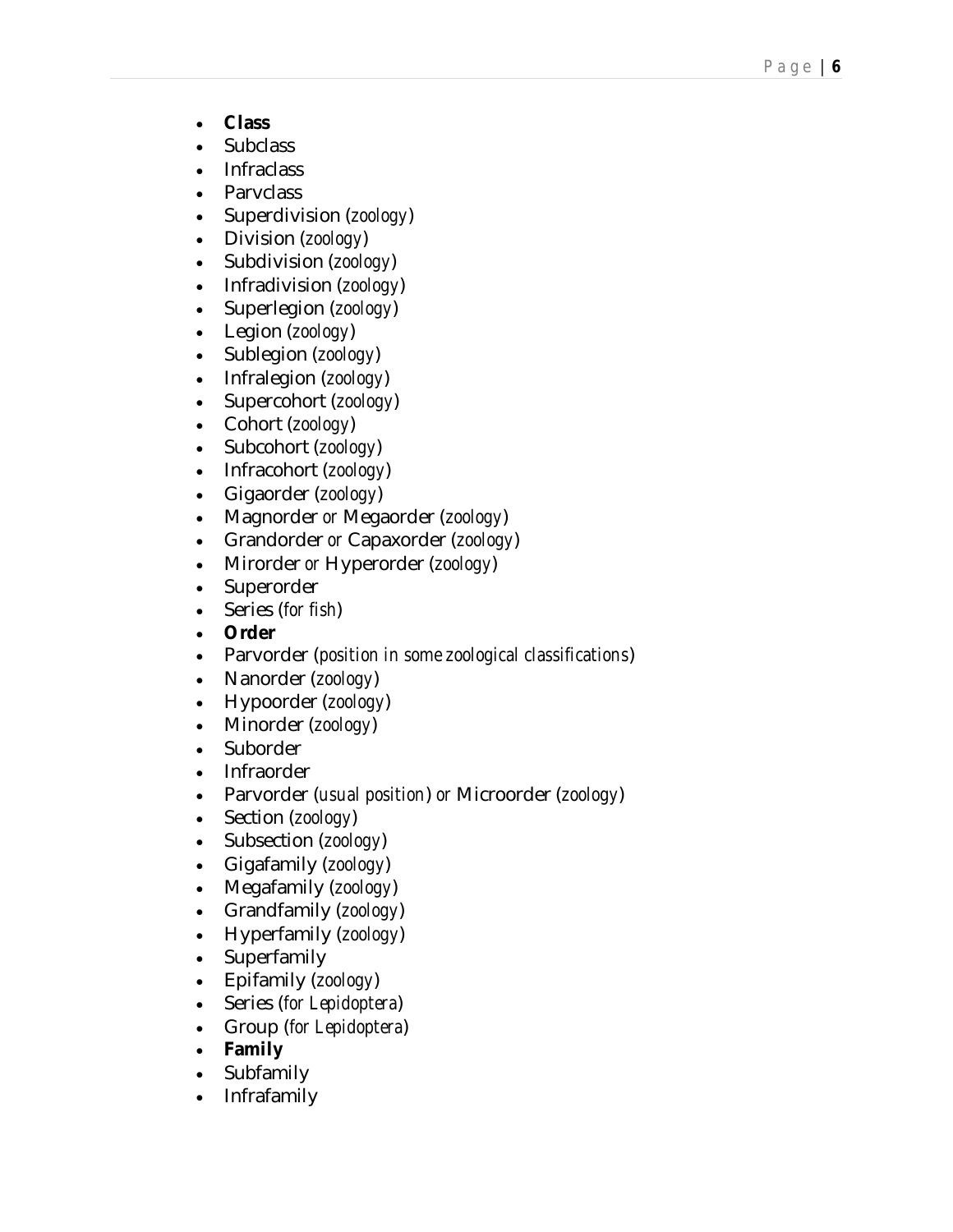- **Class**
- Subclass
- Infraclass
- Parvclass
- Superdivision (*zoology*)
- Division (*zoology*)
- Subdivision (*zoology*)
- Infradivision (*zoology*)
- Superlegion (*zoology*)
- Legion (*zoology*)
- Sublegion (*zoology*)
- Infralegion (*zoology*)
- Supercohort (*zoology*)
- Cohort (*zoology*)
- Subcohort (*zoology*)
- Infracohort (*zoology*)
- Gigaorder (*zoology*)
- Magnorder *or* Megaorder (*zoology*)
- Grandorder *or* Capaxorder (*zoology*)
- Mirorder *or* Hyperorder (*zoology*)
- Superorder
- Series (*for fish*)
- **Order**
- Parvorder (*position in some zoological classifications*)
- Nanorder (*zoology*)
- Hypoorder (*zoology*)
- Minorder (*zoology*)
- Suborder
- Infraorder
- Parvorder (*usual position*) *or* Microorder (*zoology*)
- Section (*zoology*)
- Subsection (*zoology*)
- Gigafamily (*zoology*)
- Megafamily (*zoology*)
- Grandfamily (*zoology*)
- Hyperfamily (*zoology*)
- Superfamily
- Epifamily (*zoology*)
- Series (*for Lepidoptera*)
- Group (*for Lepidoptera*)
- **Family**
- Subfamily
- Infrafamily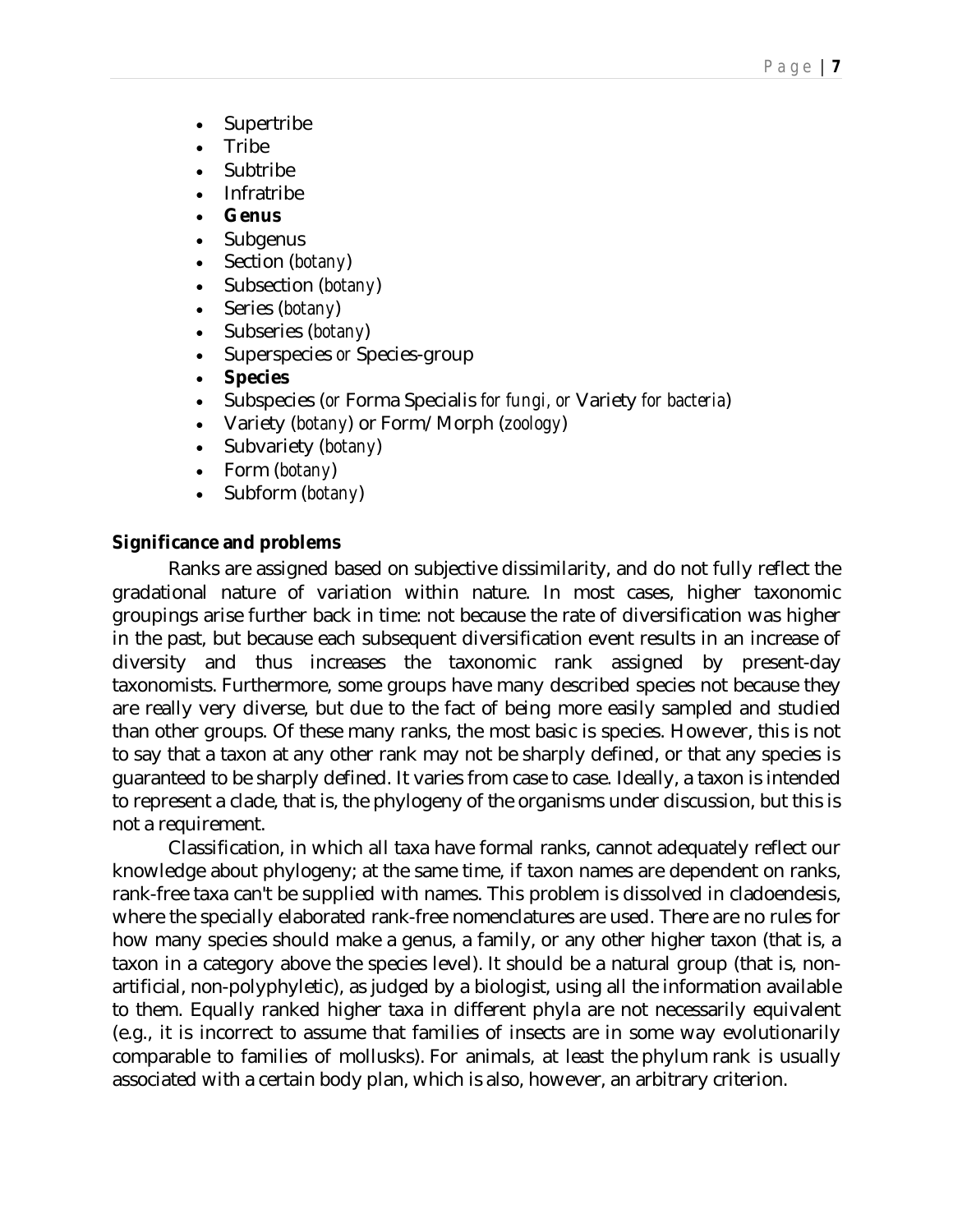- Supertribe
- Tribe
- Subtribe
- Infratribe
- **Genus**
- Subgenus
- Section (*botany*)
- Subsection (*botany*)
- Series (*botany*)
- Subseries (*botany*)
- Superspecies *or* Species-group
- **Species**
- Subspecies (*or* Forma Specialis *for fungi, or* Variety *for bacteria*)
- Variety (*botany*) or Form/Morph (*zoology*)
- Subvariety (*botany*)
- Form (*botany*)
- Subform (*botany*)

**Significance and problems**

Ranks are assigned based on subjective dissimilarity, and do not fully reflect the gradational nature of variation within nature. In most cases, higher taxonomic groupings arise further back in time: not because the rate of diversification was higher in the past, but because each subsequent diversification event results in an increase of diversity and thus increases the taxonomic rank assigned by present-day taxonomists. Furthermore, some groups have many described species not because they are really very diverse, but due to the fact of being more easily sampled and studied than other groups. Of these many ranks, the most basic is species. However, this is not to say that a taxon at any other rank may not be sharply defined, or that any species is guaranteed to be sharply defined. It varies from case to case. Ideally, a taxon is intended to represent a clade, that is, the phylogeny of the organisms under discussion, but this is not a requirement.

Classification, in which all taxa have formal ranks, cannot adequately reflect our knowledge about phylogeny; at the same time, if taxon names are dependent on ranks, rank-free taxa can't be supplied with names. This problem is dissolved in cladoendesis, where the specially elaborated rank-free nomenclatures are used. There are no rules for how many species should make a genus, a family, or any other higher taxon (that is, a taxon in a category above the species level). It should be a natural group (that is, non-artificial, non-polyphyletic), as judged by a biologist, using all the information available to them. Equally ranked higher taxa in different phyla are not necessarily equivalent (e.g., it is incorrect to assume that families of insects are in some way evolutionarily comparable to families of mollusks). For animals, at least the phylum rank is usually associated with a certain body plan, which is also, however, an arbitrary criterion.